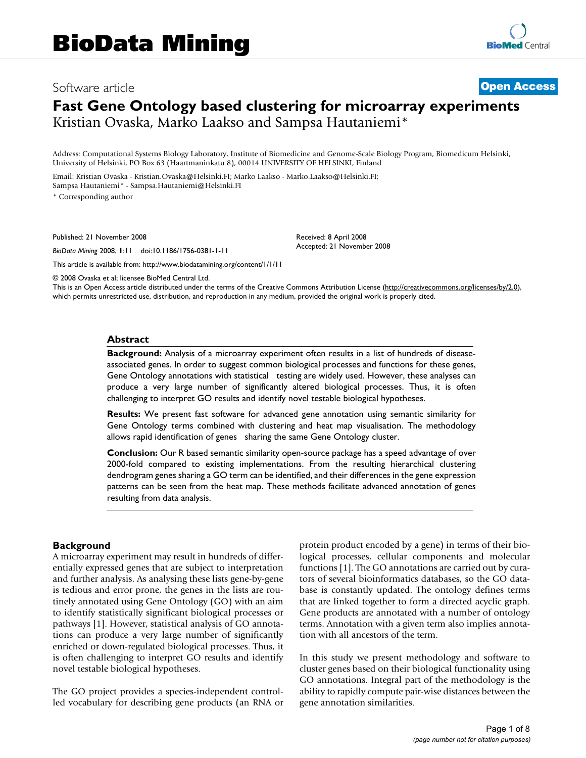# BioData Mining

Software article

**Open Access**

# Fast Gene Ontology based clustering for microarray experiments

Kristian Ovaska, Marko Laakso and Sampsa Hautaniemi*

Address: Computational Systems Biology Laboratory, Institute of Biomedicine and Genome-Scale Biology Program, Biomedicum Helsinki, University of Helsinki, PO Box 63 (Haartmaninkatu 8), 00014 UNIVERSITY OF HELSINKI, Finland

Email: Kristian Ovaska - Kristian.Ovaska@Helsinki.FI; Marko Laakso - Marko.Laakso@Helsinki.FI; Sampsa Hautaniemi* - Sampsa.Hautaniemi@Helsinki.FI

* Corresponding author

Published: 21 November 2008

*BioData Mining* 2008, **1**:11 doi:10.1186/1756-0381-1-11

Received: 8 April 2008
Accepted: 21 November 2008

This article is available from: http://www.biodatamining.org/content/1/1/11

© 2008 Ovaska et al; licensee BioMed Central Ltd.
This is an Open Access article distributed under the terms of the Creative Commons Attribution License (http://creativecommons.org/licenses/by/2.0), which permits unrestricted use, distribution, and reproduction in any medium, provided the original work is properly cited.

## Abstract

**Background:** Analysis of a microarray experiment often results in a list of hundreds of disease-associated genes. In order to suggest common biological processes and functions for these genes, Gene Ontology annotations with statistical testing are widely used. However, these analyses can produce a very large number of significantly altered biological processes. Thus, it is often challenging to interpret GO results and identify novel testable biological hypotheses.

**Results:** We present fast software for advanced gene annotation using semantic similarity for Gene Ontology terms combined with clustering and heat map visualisation. The methodology allows rapid identification of genes sharing the same Gene Ontology cluster.

**Conclusion:** Our R based semantic similarity open-source package has a speed advantage of over 2000-fold compared to existing implementations. From the resulting hierarchical clustering dendrogram genes sharing a GO term can be identified, and their differences in the gene expression patterns can be seen from the heat map. These methods facilitate advanced annotation of genes resulting from data analysis.

## Background

A microarray experiment may result in hundreds of differentially expressed genes that are subject to interpretation and further analysis. As analysing these lists gene-by-gene is tedious and error prone, the genes in the lists are routinely annotated using Gene Ontology (GO) with an aim to identify statistically significant biological processes or pathways [1]. However, statistical analysis of GO annotations can produce a very large number of significantly enriched or down-regulated biological processes. Thus, it is often challenging to interpret GO results and identify novel testable biological hypotheses.

The GO project provides a species-independent controlled vocabulary for describing gene products (an RNA or protein product encoded by a gene) in terms of their biological processes, cellular components and molecular functions [1]. The GO annotations are carried out by curators of several bioinformatics databases, so the GO database is constantly updated. The ontology defines terms that are linked together to form a directed acyclic graph. Gene products are annotated with a number of ontology terms. Annotation with a given term also implies annotation with all ancestors of the term.

In this study we present methodology and software to cluster genes based on their biological functionality using GO annotations. Integral part of the methodology is the ability to rapidly compute pair-wise distances between the gene annotation similarities.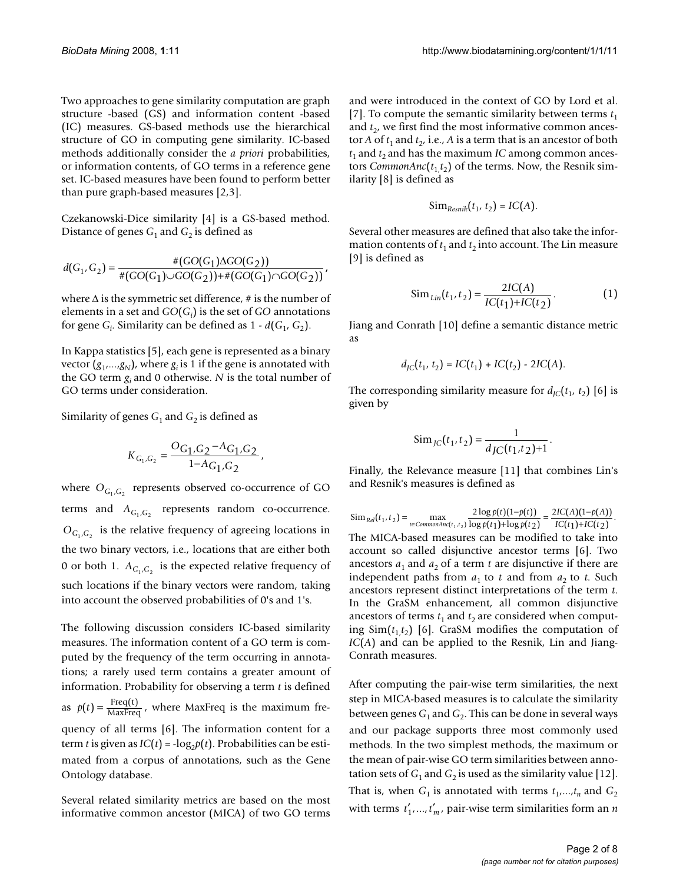Two approaches to gene similarity computation are graph structure -based (GS) and information content -based (IC) measures. GS-based methods use the hierarchical structure of GO in computing gene similarity. IC-based methods additionally consider the *a priori* probabilities, or information contents, of GO terms in a reference gene set. IC-based measures have been found to perform better than pure graph-based measures [2,3].

Czekanowski-Dice similarity [4] is a GS-based method. Distance of genes $G_1$ and $G_2$ is defined as

$$d(G_1, G_2) = \frac{\#(GO(G_1) \Delta GO(G_2))}{\#(GO(G_1) \cup GO(G_2)) + \#(GO(G_1) \cap GO(G_2))},$$

where $\Delta$ is the symmetric set difference, # is the number of elements in a set and $GO(G_i)$ is the set of *GO* annotations for gene $G_i$. Similarity can be defined as $1 - d(G_1, G_2)$.

In Kappa statistics [5], each gene is represented as a binary vector $(g_1,...,g_N)$, where $g_i$ is 1 if the gene is annotated with the GO term $g_i$ and 0 otherwise. $N$ is the total number of GO terms under consideration.

Similarity of genes $G_1$ and $G_2$ is defined as

$$K_{G_1,G_2} = \frac{O_{G_1,G_2} - A_{G_1,G_2}}{1 - A_{G_1,G_2}},$$

where $O_{G_1,G_2}$ represents observed co-occurrence of GO terms and $A_{G_1,G_2}$ represents random co-occurrence. $O_{G_1,G_2}$ is the relative frequency of agreeing locations in the two binary vectors, i.e., locations that are either both 0 or both 1. $A_{G_1,G_2}$ is the expected relative frequency of such locations if the binary vectors were random, taking into account the observed probabilities of 0's and 1's.

The following discussion considers IC-based similarity measures. The information content of a GO term is computed by the frequency of the term occurring in annotations; a rarely used term contains a greater amount of information. Probability for observing a term $t$ is defined as $p(t) = \frac{\text{Freq(t)}}{\text{MaxFreq}}$, where MaxFreq is the maximum frequency of all terms [6]. The information content for a term $t$ is given as $IC(t) = -\log_2 p(t)$. Probabilities can be estimated from a corpus of annotations, such as the Gene Ontology database.

Several related similarity metrics are based on the most informative common ancestor (MICA) of two GO terms and were introduced in the context of GO by Lord et al. [7]. To compute the semantic similarity between terms $t_1$ and $t_2$, we first find the most informative common ancestor $A$ of $t_1$ and $t_2$, i.e., $A$ is a term that is an ancestor of both $t_1$ and $t_2$ and has the maximum *IC* among common ancestors $CommonAnc(t_1, t_2)$ of the terms. Now, the Resnik similarity [8] is defined as

$$\text{Sim}_{Resnik}(t_1, t_2) = IC(A).$$

Several other measures are defined that also take the information contents of $t_1$ and $t_2$ into account. The Lin measure [9] is defined as

$$\text{Sim}_{Lin}(t_1, t_2) = \frac{2IC(A)}{IC(t_1) + IC(t_2)}. \quad (1)$$

Jiang and Conrath [10] define a semantic distance metric as

$$d_{JC}(t_1, t_2) = IC(t_1) + IC(t_2) - 2IC(A).$$

The corresponding similarity measure for $d_{JC}(t_1, t_2)$ [6] is given by

$$\text{Sim}_{JC}(t_1, t_2) = \frac{1}{d_{JC}(t_1, t_2) + 1}.$$

Finally, the Relevance measure [11] that combines Lin's and Resnik's measures is defined as

$$\text{Sim}_{Rel}(t_1, t_2) = \max_{t \in CommonAnc(t_1, t_2)} \frac{2 \log p(t)(1 - p(t))}{\log p(t_1) + \log p(t_2)} = \frac{2IC(A)(1 - p(A))}{IC(t_1) + IC(t_2)}.$$

The MICA-based measures can be modified to take into account so called disjunctive ancestor terms [6]. Two ancestors $a_1$ and $a_2$ of a term $t$ are disjunctive if there are independent paths from $a_1$ to $t$ and from $a_2$ to $t$. Such ancestors represent distinct interpretations of the term $t$. In the GraSM enhancement, all common disjunctive ancestors of terms $t_1$ and $t_2$ are considered when computing $\text{Sim}(t_1, t_2)$ [6]. GraSM modifies the computation of $IC(A)$ and can be applied to the Resnik, Lin and Jiang-Conrath measures.

After computing the pair-wise term similarities, the next step in MICA-based measures is to calculate the similarity between genes $G_1$ and $G_2$. This can be done in several ways and our package supports three most commonly used methods. In the two simplest methods, the maximum or the mean of pair-wise GO term similarities between annotation sets of $G_1$ and $G_2$ is used as the similarity value [12]. That is, when $G_1$ is annotated with terms $t_1,...,t_n$ and $G_2$ with terms $t'_1,...,t'_m$, pair-wise term similarities form an $n$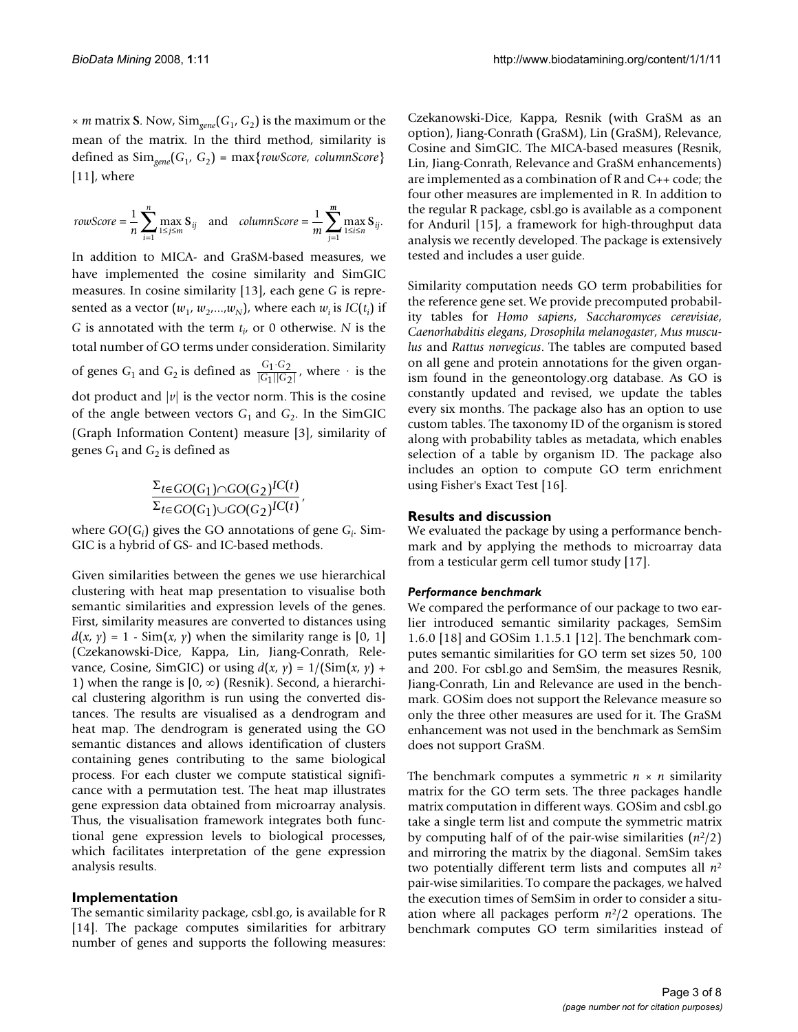$\times$ $m$ matrix **S**. Now, $\text{Sim}_{gene}(G_1, G_2)$ is the maximum or the mean of the matrix. In the third method, similarity is defined as $\text{Sim}_{gene}(G_1, G_2) = \max\{rowScore, columnScore\}$ [11], where

$$rowScore = \frac{1}{n}\sum_{i=1}^{n}\max_{1\leq j\leq m}\mathbf{S}_{ij} \quad \text{and} \quad columnScore = \frac{1}{m}\sum_{j=1}^{m}\max_{1\leq i\leq n}\mathbf{S}_{ij}.$$

In addition to MICA- and GraSM-based measures, we have implemented the cosine similarity and SimGIC measures. In cosine similarity [13], each gene $G$ is represented as a vector $(w_1, w_2,...,w_N)$, where each $w_i$ is $IC(t_i)$ if $G$ is annotated with the term $t_i$, or 0 otherwise. $N$ is the total number of GO terms under consideration. Similarity of genes $G_1$ and $G_2$ is defined as $\frac{G_1 \cdot G_2}{|G_1||G_2|}$, where $\cdot$ is the dot product and $|v|$ is the vector norm. This is the cosine of the angle between vectors $G_1$ and $G_2$. In the SimGIC (Graph Information Content) measure [3], similarity of genes $G_1$ and $G_2$ is defined as

$$\frac{\Sigma_{t\in GO(G_1)\cap GO(G_2)}IC(t)}{\Sigma_{t\in GO(G_1)\cup GO(G_2)}IC(t)},$$

where $GO(G_i)$ gives the GO annotations of gene $G_i$. SimGIC is a hybrid of GS- and IC-based methods.

Given similarities between the genes we use hierarchical clustering with heat map presentation to visualise both semantic similarities and expression levels of the genes. First, similarity measures are converted to distances using $d(x, y) = 1 - \text{Sim}(x, y)$ when the similarity range is $[0, 1]$ (Czekanowski-Dice, Kappa, Lin, Jiang-Conrath, Relevance, Cosine, SimGIC) or using $d(x, y) = 1/(\text{Sim}(x, y) + 1)$ when the range is $[0, \infty)$ (Resnik). Second, a hierarchical clustering algorithm is run using the converted distances. The results are visualised as a dendrogram and heat map. The dendrogram is generated using the GO semantic distances and allows identification of clusters containing genes contributing to the same biological process. For each cluster we compute statistical significance with a permutation test. The heat map illustrates gene expression data obtained from microarray analysis. Thus, the visualisation framework integrates both functional gene expression levels to biological processes, which facilitates interpretation of the gene expression analysis results.

## Implementation

The semantic similarity package, csbl.go, is available for R [14]. The package computes similarities for arbitrary number of genes and supports the following measures: Czekanowski-Dice, Kappa, Resnik (with GraSM as an option), Jiang-Conrath (GraSM), Lin (GraSM), Relevance, Cosine and SimGIC. The MICA-based measures (Resnik, Lin, Jiang-Conrath, Relevance and GraSM enhancements) are implemented as a combination of R and C++ code; the four other measures are implemented in R. In addition to the regular R package, csbl.go is available as a component for Anduril [15], a framework for high-throughput data analysis we recently developed. The package is extensively tested and includes a user guide.

Similarity computation needs GO term probabilities for the reference gene set. We provide precomputed probability tables for *Homo sapiens*, *Saccharomyces cerevisiae*, *Caenorhabditis elegans*, *Drosophila melanogaster*, *Mus musculus* and *Rattus norvegicus*. The tables are computed based on all gene and protein annotations for the given organism found in the geneontology.org database. As GO is constantly updated and revised, we update the tables every six months. The package also has an option to use custom tables. The taxonomy ID of the organism is stored along with probability tables as metadata, which enables selection of a table by organism ID. The package also includes an option to compute GO term enrichment using Fisher's Exact Test [16].

## Results and discussion

We evaluated the package by using a performance benchmark and by applying the methods to microarray data from a testicular germ cell tumor study [17].

### *Performance benchmark*

We compared the performance of our package to two earlier introduced semantic similarity packages, SemSim 1.6.0 [18] and GOSim 1.1.5.1 [12]. The benchmark computes semantic similarities for GO term set sizes 50, 100 and 200. For csbl.go and SemSim, the measures Resnik, Jiang-Conrath, Lin and Relevance are used in the benchmark. GOSim does not support the Relevance measure so only the three other measures are used for it. The GraSM enhancement was not used in the benchmark as SemSim does not support GraSM.

The benchmark computes a symmetric $n \times n$ similarity matrix for the GO term sets. The three packages handle matrix computation in different ways. GOSim and csbl.go take a single term list and compute the symmetric matrix by computing half of of the pair-wise similarities ($n^2/2$) and mirroring the matrix by the diagonal. SemSim takes two potentially different term lists and computes all $n^2$ pair-wise similarities. To compare the packages, we halved the execution times of SemSim in order to consider a situation where all packages perform $n^2/2$ operations. The benchmark computes GO term similarities instead of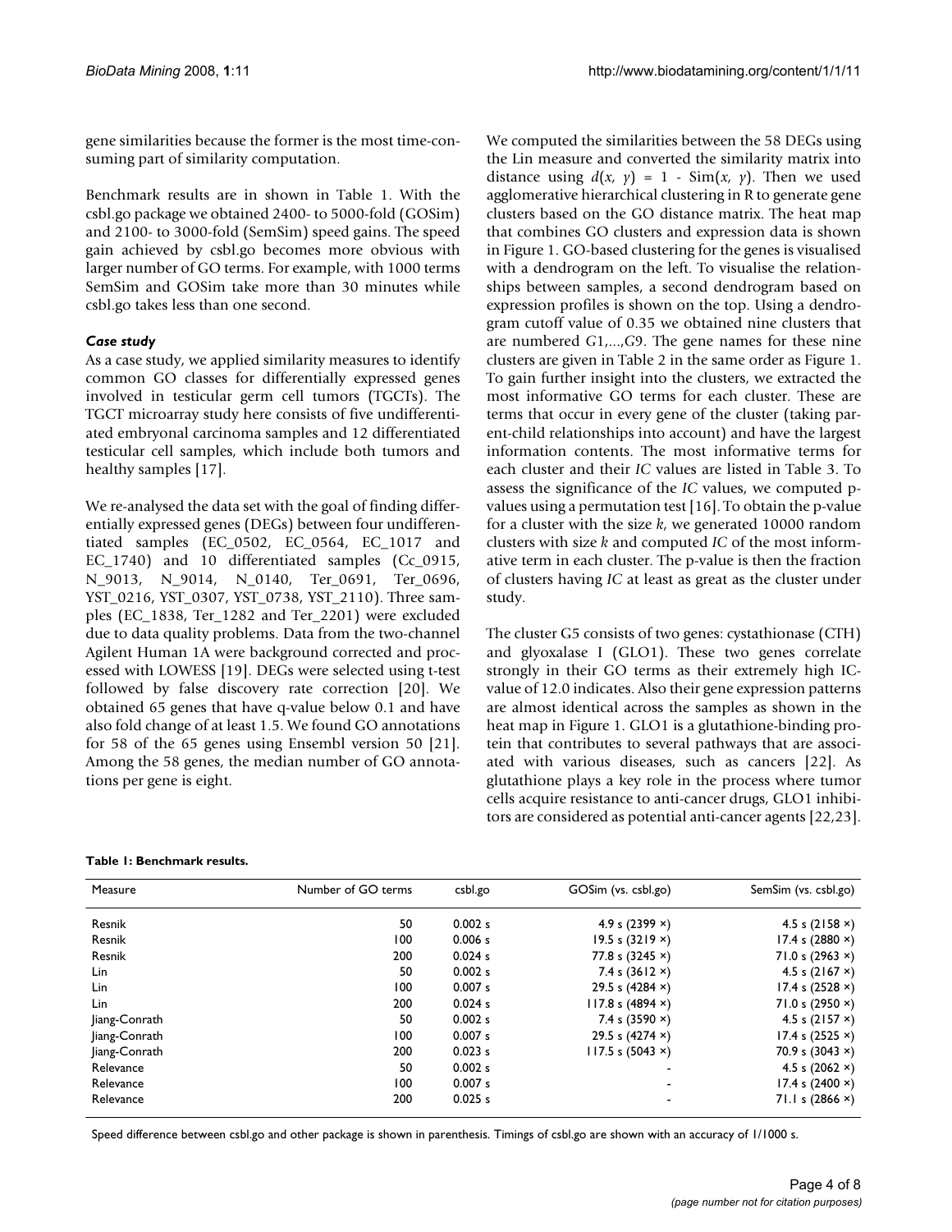gene similarities because the former is the most time-consuming part of similarity computation.

Benchmark results are in shown in Table 1. With the csbl.go package we obtained 2400- to 5000-fold (GOSim) and 2100- to 3000-fold (SemSim) speed gains. The speed gain achieved by csbl.go becomes more obvious with larger number of GO terms. For example, with 1000 terms SemSim and GOSim take more than 30 minutes while csbl.go takes less than one second.

### *Case study*

As a case study, we applied similarity measures to identify common GO classes for differentially expressed genes involved in testicular germ cell tumors (TGCTs). The TGCT microarray study here consists of five undifferentiated embryonal carcinoma samples and 12 differentiated testicular cell samples, which include both tumors and healthy samples [17].

We re-analysed the data set with the goal of finding differentially expressed genes (DEGs) between four undifferentiated samples (EC_0502, EC_0564, EC_1017 and EC_1740) and 10 differentiated samples (Cc_0915, N_9013, N_9014, N_0140, Ter_0691, Ter_0696, YST_0216, YST_0307, YST_0738, YST_2110). Three samples (EC_1838, Ter_1282 and Ter_2201) were excluded due to data quality problems. Data from the two-channel Agilent Human 1A were background corrected and processed with LOWESS [19]. DEGs were selected using t-test followed by false discovery rate correction [20]. We obtained 65 genes that have q-value below 0.1 and have also fold change of at least 1.5. We found GO annotations for 58 of the 65 genes using Ensembl version 50 [21]. Among the 58 genes, the median number of GO annotations per gene is eight.

We computed the similarities between the 58 DEGs using the Lin measure and converted the similarity matrix into distance using $d(x, y) = 1 - \mathrm{Sim}(x, y)$. Then we used agglomerative hierarchical clustering in R to generate gene clusters based on the GO distance matrix. The heat map that combines GO clusters and expression data is shown in Figure 1. GO-based clustering for the genes is visualised with a dendrogram on the left. To visualise the relationships between samples, a second dendrogram based on expression profiles is shown on the top. Using a dendrogram cutoff value of 0.35 we obtained nine clusters that are numbered $G1,...,G9$. The gene names for these nine clusters are given in Table 2 in the same order as Figure 1. To gain further insight into the clusters, we extracted the most informative GO terms for each cluster. These are terms that occur in every gene of the cluster (taking parent-child relationships into account) and have the largest information contents. The most informative terms for each cluster and their *IC* values are listed in Table 3. To assess the significance of the *IC* values, we computed p-values using a permutation test [16]. To obtain the p-value for a cluster with the size $k$, we generated 10000 random clusters with size $k$ and computed *IC* of the most informative term in each cluster. The p-value is then the fraction of clusters having *IC* at least as great as the cluster under study.

The cluster G5 consists of two genes: cystathionase (CTH) and glyoxalase I (GLO1). These two genes correlate strongly in their GO terms as their extremely high IC-value of 12.0 indicates. Also their gene expression patterns are almost identical across the samples as shown in the heat map in Figure 1. GLO1 is a glutathione-binding protein that contributes to several pathways that are associated with various diseases, such as cancers [22]. As glutathione plays a key role in the process where tumor cells acquire resistance to anti-cancer drugs, GLO1 inhibitors are considered as potential anti-cancer agents [22,23].

**Table 1: Benchmark results.**

| Measure | Number of GO terms | csbl.go | GOSim (vs. csbl.go) | SemSim (vs. csbl.go) |
|---|---|---|---|---|
| Resnik | 50 | 0.002 s | 4.9 s (2399 ×) | 4.5 s (2158 ×) |
| Resnik | 100 | 0.006 s | 19.5 s (3219 ×) | 17.4 s (2880 ×) |
| Resnik | 200 | 0.024 s | 77.8 s (3245 ×) | 71.0 s (2963 ×) |
| Lin | 50 | 0.002 s | 7.4 s (3612 ×) | 4.5 s (2167 ×) |
| Lin | 100 | 0.007 s | 29.5 s (4284 ×) | 17.4 s (2528 ×) |
| Lin | 200 | 0.024 s | 117.8 s (4894 ×) | 71.0 s (2950 ×) |
| Jiang-Conrath | 50 | 0.002 s | 7.4 s (3590 ×) | 4.5 s (2157 ×) |
| Jiang-Conrath | 100 | 0.007 s | 29.5 s (4274 ×) | 17.4 s (2525 ×) |
| Jiang-Conrath | 200 | 0.023 s | 117.5 s (5043 ×) | 70.9 s (3043 ×) |
| Relevance | 50 | 0.002 s | - | 4.5 s (2062 ×) |
| Relevance | 100 | 0.007 s | - | 17.4 s (2400 ×) |
| Relevance | 200 | 0.025 s | - | 71.1 s (2866 ×) |

Speed difference between csbl.go and other package is shown in parenthesis. Timings of csbl.go are shown with an accuracy of 1/1000 s.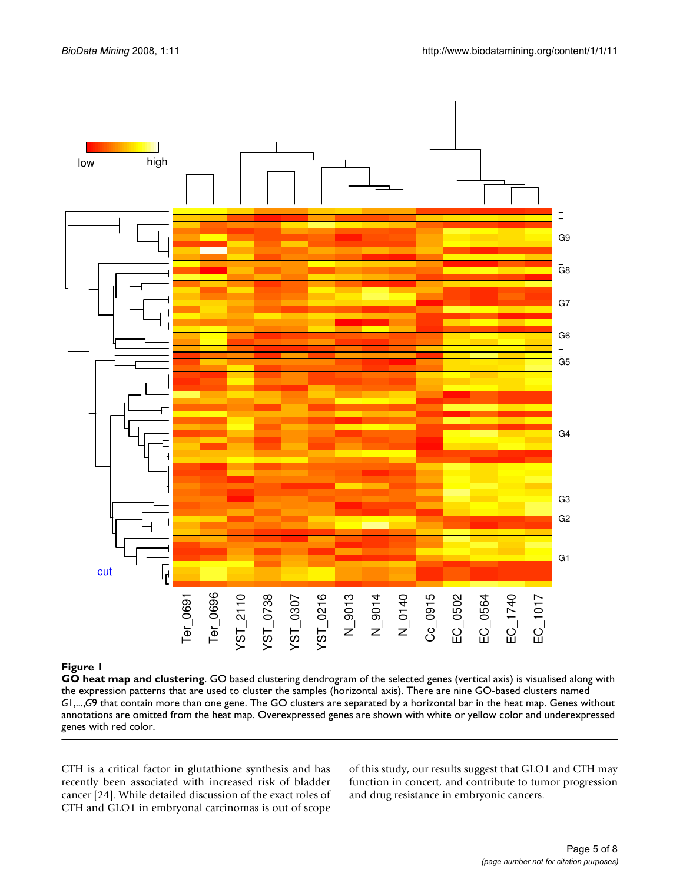**Figure 1**

**GO heat map and clustering**. GO based clustering dendrogram of the selected genes (vertical axis) is visualised along with the expression patterns that are used to cluster the samples (horizontal axis). There are nine GO-based clusters named *G*1,...,*G*9 that contain more than one gene. The GO clusters are separated by a horizontal bar in the heat map. Genes without annotations are omitted from the heat map. Overexpressed genes are shown with white or yellow color and underexpressed genes with red color.

CTH is a critical factor in glutathione synthesis and has recently been associated with increased risk of bladder cancer [24]. While detailed discussion of the exact roles of CTH and GLO1 in embryonal carcinomas is out of scope of this study, our results suggest that GLO1 and CTH may function in concert, and contribute to tumor progression and drug resistance in embryonic cancers.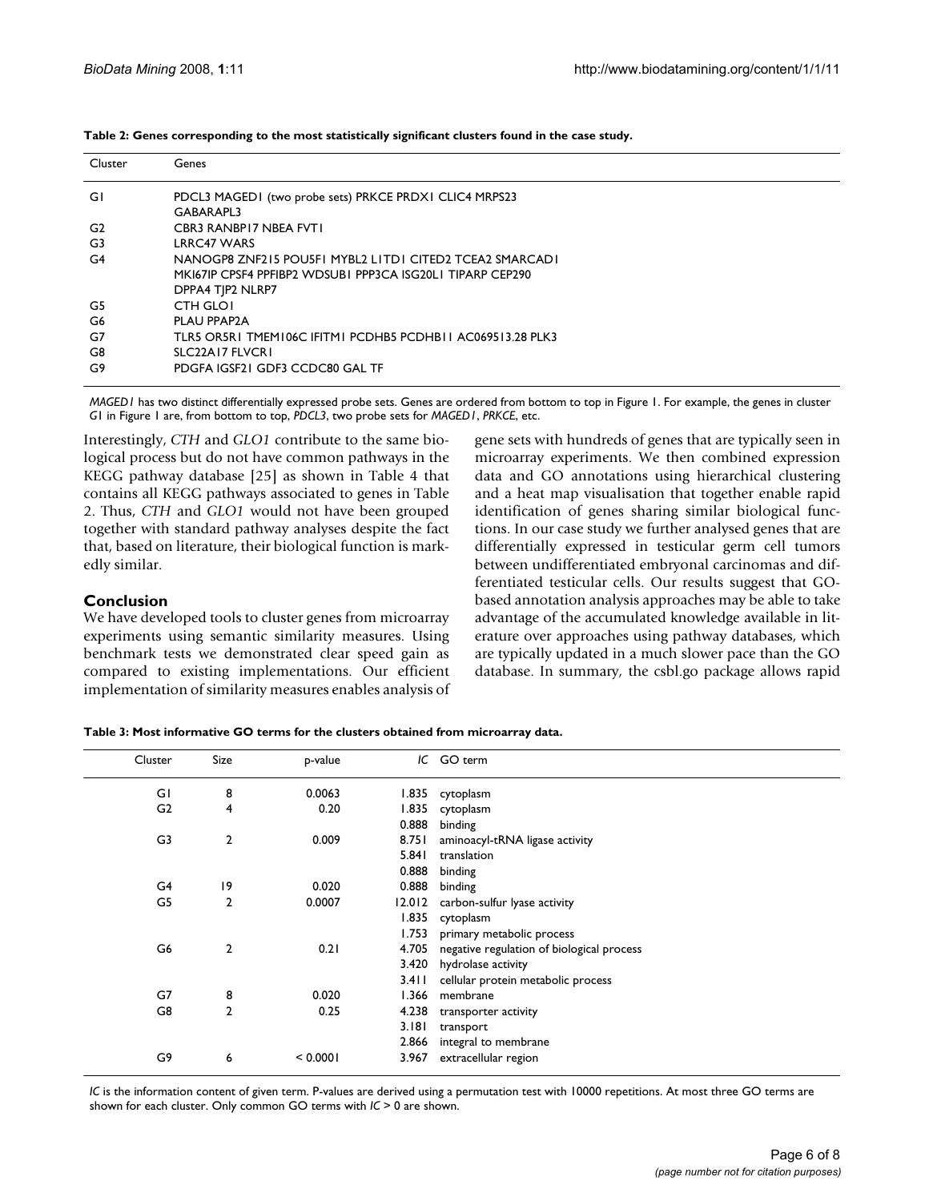**Table 2: Genes corresponding to the most statistically significant clusters found in the case study.**

| Cluster | Genes |
|---|---|
| G1 | PDCL3 MAGED1 (two probe sets) PRKCE PRDX1 CLIC4 MRPS23 GABARAPL3 |
| G2 | CBR3 RANBP17 NBEA FVT1 |
| G3 | LRRC47 WARS |
| G4 | NANOGP8 ZNF215 POU5F1 MYBL2 L1TD1 CITED2 TCEA2 SMARCAD1 MKI67IP CPSF4 PPFIBP2 WDSUB1 PPP3CA ISG20L1 TIPARP CEP290 DPPA4 TJP2 NLRP7 |
| G5 | CTH GLO1 |
| G6 | PLAU PPAP2A |
| G7 | TLR5 OR5R1 TMEM106C IFITM1 PCDHB5 PCDHB11 AC069513.28 PLK3 |
| G8 | SLC22A17 FLVCR1 |
| G9 | PDGFA IGSF21 GDF3 CCDC80 GAL TF |

*MAGED1* has two distinct differentially expressed probe sets. Genes are ordered from bottom to top in Figure 1. For example, the genes in cluster G1 in Figure 1 are, from bottom to top, *PDCL3*, two probe sets for *MAGED1*, *PRKCE*, etc.

Interestingly, *CTH* and *GLO1* contribute to the same biological process but do not have common pathways in the KEGG pathway database [25] as shown in Table 4 that contains all KEGG pathways associated to genes in Table 2. Thus, *CTH* and *GLO1* would not have been grouped together with standard pathway analyses despite the fact that, based on literature, their biological function is markedly similar.

## Conclusion

We have developed tools to cluster genes from microarray experiments using semantic similarity measures. Using benchmark tests we demonstrated clear speed gain as compared to existing implementations. Our efficient implementation of similarity measures enables analysis of gene sets with hundreds of genes that are typically seen in microarray experiments. We then combined expression data and GO annotations using hierarchical clustering and a heat map visualisation that together enable rapid identification of genes sharing similar biological functions. In our case study we further analysed genes that are differentially expressed in testicular germ cell tumors between undifferentiated embryonal carcinomas and differentiated testicular cells. Our results suggest that GO-based annotation analysis approaches may be able to take advantage of the accumulated knowledge available in literature over approaches using pathway databases, which are typically updated in a much slower pace than the GO database. In summary, the csbl.go package allows rapid

**Table 3: Most informative GO terms for the clusters obtained from microarray data.**

| Cluster | Size | p-value | *IC* | GO term |
|---|---|---|---|---|
| G1 | 8 | 0.0063 | 1.835 | cytoplasm |
| G2 | 4 | 0.20 | 1.835 | cytoplasm |
| | | | 0.888 | binding |
| G3 | 2 | 0.009 | 8.751 | aminoacyl-tRNA ligase activity |
| | | | 5.841 | translation |
| | | | 0.888 | binding |
| G4 | 19 | 0.020 | 0.888 | binding |
| G5 | 2 | 0.0007 | 12.012 | carbon-sulfur lyase activity |
| | | | 1.835 | cytoplasm |
| | | | 1.753 | primary metabolic process |
| G6 | 2 | 0.21 | 4.705 | negative regulation of biological process |
| | | | 3.420 | hydrolase activity |
| | | | 3.411 | cellular protein metabolic process |
| G7 | 8 | 0.020 | 1.366 | membrane |
| G8 | 2 | 0.25 | 4.238 | transporter activity |
| | | | 3.181 | transport |
| | | | 2.866 | integral to membrane |
| G9 | 6 | < 0.0001 | 3.967 | extracellular region |

*IC* is the information content of given term. P-values are derived using a permutation test with 10000 repetitions. At most three GO terms are shown for each cluster. Only common GO terms with $IC > 0$ are shown.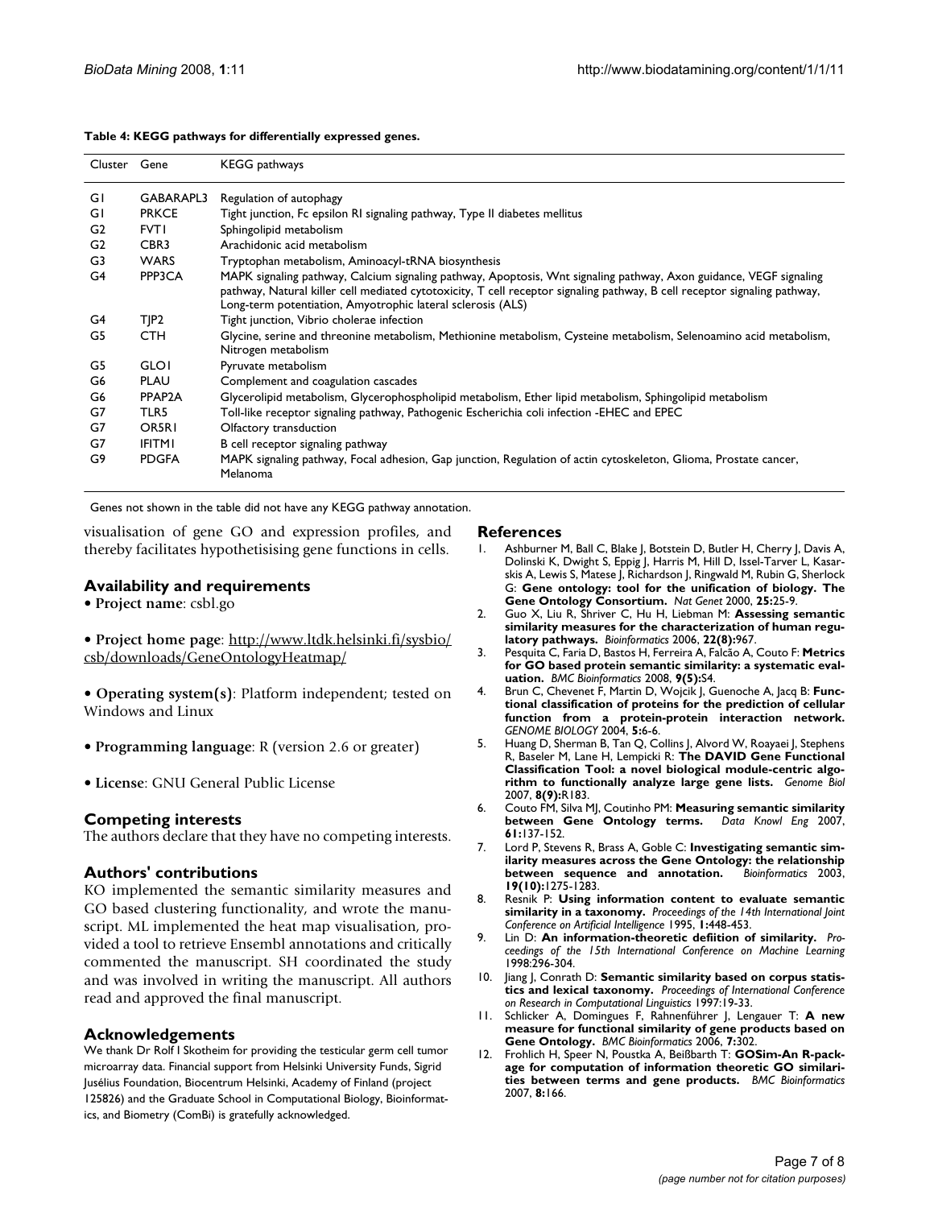**Table 4: KEGG pathways for differentially expressed genes.**

| Cluster | Gene | KEGG pathways |
| --- | --- | --- |
| G1 | GABARAPL3 | Regulation of autophagy |
| G1 | PRKCE | Tight junction, Fc epsilon RI signaling pathway, Type II diabetes mellitus |
| G2 | FVT1 | Sphingolipid metabolism |
| G2 | CBR3 | Arachidonic acid metabolism |
| G3 | WARS | Tryptophan metabolism, Aminoacyl-tRNA biosynthesis |
| G4 | PPP3CA | MAPK signaling pathway, Calcium signaling pathway, Apoptosis, Wnt signaling pathway, Axon guidance, VEGF signaling pathway, Natural killer cell mediated cytotoxicity, T cell receptor signaling pathway, B cell receptor signaling pathway, Long-term potentiation, Amyotrophic lateral sclerosis (ALS) |
| G4 | TJP2 | Tight junction, Vibrio cholerae infection |
| G5 | CTH | Glycine, serine and threonine metabolism, Methionine metabolism, Cysteine metabolism, Selenoamino acid metabolism, Nitrogen metabolism |
| G5 | GLO1 | Pyruvate metabolism |
| G6 | PLAU | Complement and coagulation cascades |
| G6 | PPAP2A | Glycerolipid metabolism, Glycerophospholipid metabolism, Ether lipid metabolism, Sphingolipid metabolism |
| G7 | TLR5 | Toll-like receptor signaling pathway, Pathogenic Escherichia coli infection -EHEC and EPEC |
| G7 | OR5R1 | Olfactory transduction |
| G7 | IFITM1 | B cell receptor signaling pathway |
| G9 | PDGFA | MAPK signaling pathway, Focal adhesion, Gap junction, Regulation of actin cytoskeleton, Glioma, Prostate cancer, Melanoma |

Genes not shown in the table did not have any KEGG pathway annotation.

visualisation of gene GO and expression profiles, and thereby facilitates hypothetisising gene functions in cells.

## Availability and requirements

- **Project name**: csbl.go
- **Project home page**: http://www.ltdk.helsinki.fi/sysbio/csb/downloads/GeneOntologyHeatmap/
- **Operating system(s)**: Platform independent; tested on Windows and Linux
- **Programming language**: R (version 2.6 or greater)
- **License**: GNU General Public License

## Competing interests

The authors declare that they have no competing interests.

## Authors' contributions

KO implemented the semantic similarity measures and GO based clustering functionality, and wrote the manuscript. ML implemented the heat map visualisation, provided a tool to retrieve Ensembl annotations and critically commented the manuscript. SH coordinated the study and was involved in writing the manuscript. All authors read and approved the final manuscript.

## Acknowledgements

We thank Dr Rolf I Skotheim for providing the testicular germ cell tumor microarray data. Financial support from Helsinki University Funds, Sigrid Jusélius Foundation, Biocentrum Helsinki, Academy of Finland (project 125826) and the Graduate School in Computational Biology, Bioinformatics, and Biometry (ComBi) is gratefully acknowledged.

## References

1. Ashburner M, Ball C, Blake J, Botstein D, Butler H, Cherry J, Davis A, Dolinski K, Dwight S, Eppig J, Harris M, Hill D, Issel-Tarver L, Kasarskis A, Lewis S, Matese J, Richardson J, Ringwald M, Rubin G, Sherlock G: **Gene ontology: tool for the unification of biology. The Gene Ontology Consortium.** *Nat Genet* 2000, **25:**25-9.
2. Guo X, Liu R, Shriver C, Hu H, Liebman M: **Assessing semantic similarity measures for the characterization of human regulatory pathways.** *Bioinformatics* 2006, **22(8):**967.
3. Pesquita C, Faria D, Bastos H, Ferreira A, Falcão A, Couto F: **Metrics for GO based protein semantic similarity: a systematic evaluation.** *BMC Bioinformatics* 2008, **9(5):**S4.
4. Brun C, Chevenet F, Martin D, Wojcik J, Guenoche A, Jacq B: **Functional classification of proteins for the prediction of cellular function from a protein-protein interaction network.** *GENOME BIOLOGY* 2004, **5:**6-6.
5. Huang D, Sherman B, Tan Q, Collins J, Alvord W, Roayaei J, Stephens R, Baseler M, Lane H, Lempicki R: **The DAVID Gene Functional Classification Tool: a novel biological module-centric algorithm to functionally analyze large gene lists.** *Genome Biol* 2007, **8(9):**R183.
6. Couto FM, Silva MJ, Coutinho PM: **Measuring semantic similarity between Gene Ontology terms.** *Data Knowl Eng* 2007, **61:**137-152.
7. Lord P, Stevens R, Brass A, Goble C: **Investigating semantic similarity measures across the Gene Ontology: the relationship between sequence and annotation.** *Bioinformatics* 2003, **19(10):**1275-1283.
8. Resnik P: **Using information content to evaluate semantic similarity in a taxonomy.** *Proceedings of the 14th International Joint Conference on Artificial Intelligence* 1995, **1:**448-453.
9. Lin D: **An information-theoretic defiition of similarity.** *Proceedings of the 15th International Conference on Machine Learning* 1998:296-304.
10. Jiang J, Conrath D: **Semantic similarity based on corpus statistics and lexical taxonomy.** *Proceedings of International Conference on Research in Computational Linguistics* 1997:19-33.
11. Schlicker A, Domingues F, Rahnenführer J, Lengauer T: **A new measure for functional similarity of gene products based on Gene Ontology.** *BMC Bioinformatics* 2006, **7:**302.
12. Frohlich H, Speer N, Poustka A, Beißbarth T: **GOSim-An R-package for computation of information theoretic GO similarities between terms and gene products.** *BMC Bioinformatics* 2007, **8:**166.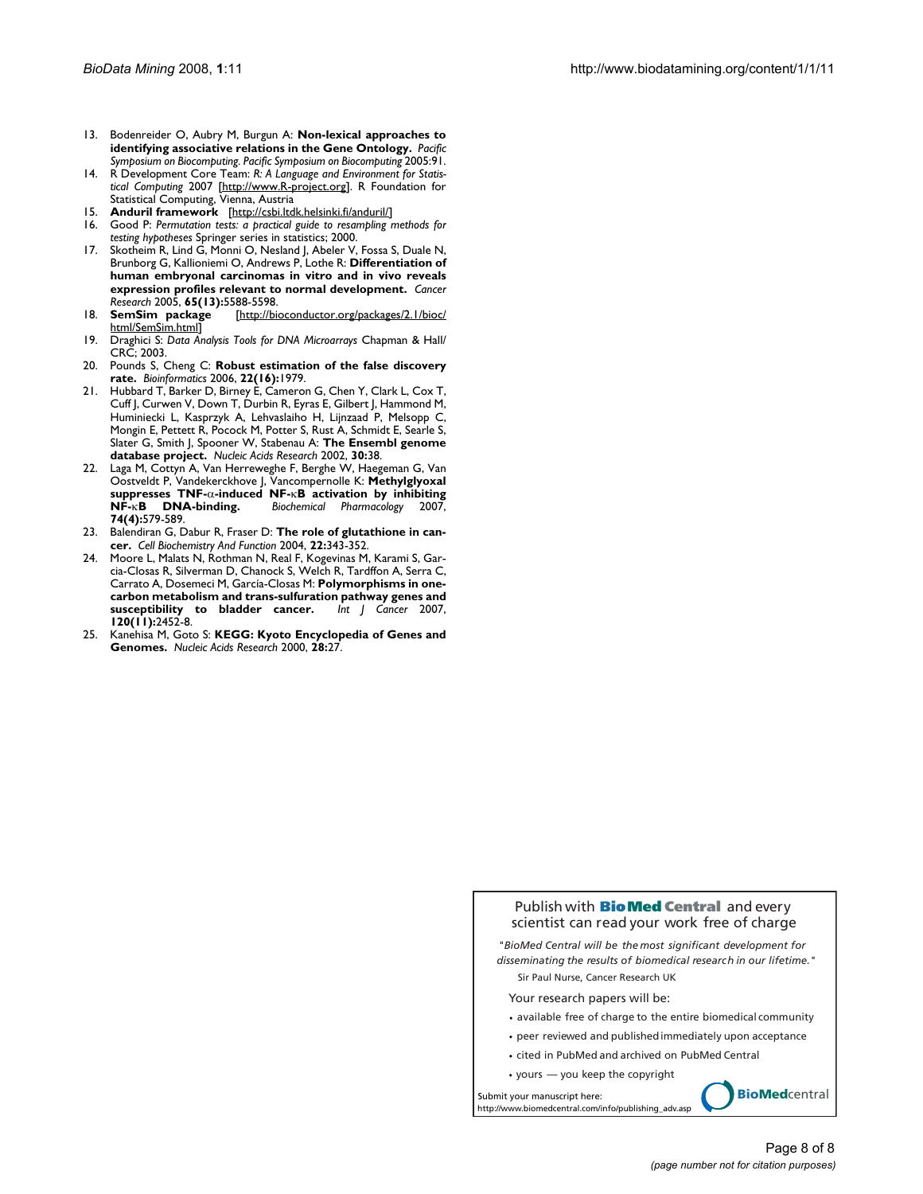13. Bodenreider O, Aubry M, Burgun A: **Non-lexical approaches to identifying associative relations in the Gene Ontology.** *Pacific Symposium on Biocomputing. Pacific Symposium on Biocomputing* 2005:91.
14. R Development Core Team: *R: A Language and Environment for Statistical Computing* 2007 [http://www.R-project.org]. R Foundation for Statistical Computing, Vienna, Austria
15. **Anduril framework** [http://csbi.ltdk.helsinki.fi/anduril/]
16. Good P: *Permutation tests: a practical guide to resampling methods for testing hypotheses* Springer series in statistics; 2000.
17. Skotheim R, Lind G, Monni O, Nesland J, Abeler V, Fossa S, Duale N, Brunborg G, Kallioniemi O, Andrews P, Lothe R: **Differentiation of human embryonal carcinomas in vitro and in vivo reveals expression profiles relevant to normal development.** *Cancer Research* 2005, **65(13):**5588-5598.
18. **SemSim package** [http://bioconductor.org/packages/2.1/bioc/html/SemSim.html]
19. Draghici S: *Data Analysis Tools for DNA Microarrays* Chapman & Hall/CRC; 2003.
20. Pounds S, Cheng C: **Robust estimation of the false discovery rate.** *Bioinformatics* 2006, **22(16):**1979.
21. Hubbard T, Barker D, Birney E, Cameron G, Chen Y, Clark L, Cox T, Cuff J, Curwen V, Down T, Durbin R, Eyras E, Gilbert J, Hammond M, Huminiecki L, Kasprzyk A, Lehvaslaiho H, Lijnzaad P, Melsopp C, Mongin E, Pettett R, Pocock M, Potter S, Rust A, Schmidt E, Searle S, Slater G, Smith J, Spooner W, Stabenau A: **The Ensembl genome database project.** *Nucleic Acids Research* 2002, **30:**38.
22. Laga M, Cottyn A, Van Herreweghe F, Berghe W, Haegeman G, Van Oostveldt P, Vandekerckhove J, Vancompernolle K: **Methylglyoxal suppresses TNF-$\alpha$-induced NF-$\kappa$B activation by inhibiting NF-$\kappa$B DNA-binding.** *Biochemical Pharmacology* 2007, **74(4):**579-589.
23. Balendiran G, Dabur R, Fraser D: **The role of glutathione in cancer.** *Cell Biochemistry And Function* 2004, **22:**343-352.
24. Moore L, Malats N, Rothman N, Real F, Kogevinas M, Karami S, Garcia-Closas R, Silverman D, Chanock S, Welch R, Tardffon A, Serra C, Carrato A, Dosemeci M, García-Closas M: **Polymorphisms in one-carbon metabolism and trans-sulfuration pathway genes and susceptibility to bladder cancer.** *Int J Cancer* 2007, **120(11):**2452-8.
25. Kanehisa M, Goto S: **KEGG: Kyoto Encyclopedia of Genes and Genomes.** *Nucleic Acids Research* 2000, **28:**27.

Publish with **BioMed Central** and every scientist can read your work free of charge

*"BioMed Central will be the most significant development for disseminating the results of biomedical research in our lifetime."*
Sir Paul Nurse, Cancer Research UK

Your research papers will be:

- available free of charge to the entire biomedical community
- peer reviewed and published immediately upon acceptance
- cited in PubMed and archived on PubMed Central
- yours — you keep the copyright

Submit your manuscript here:
http://www.biomedcentral.com/info/publishing_adv.asp

**BioMed**central